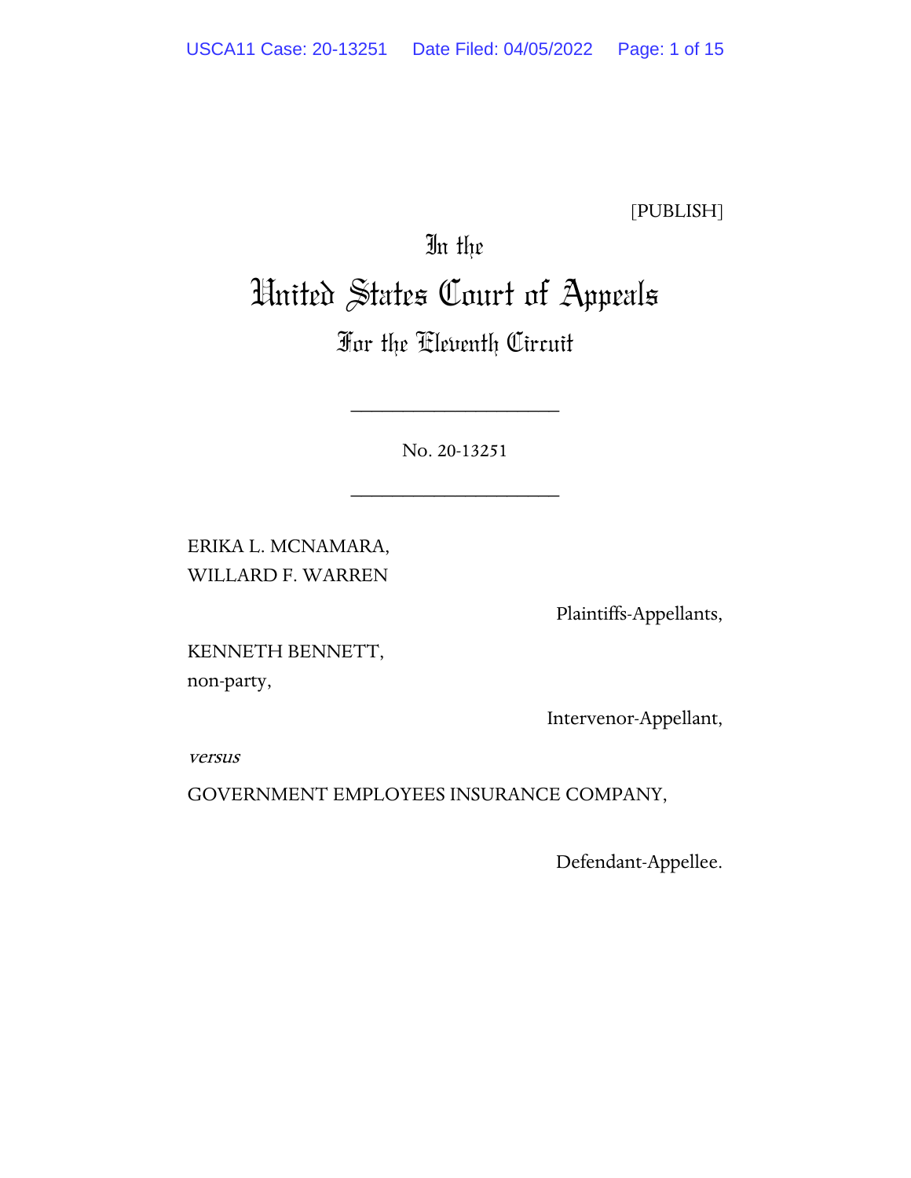[PUBLISH]

In the

# United States Court of Appeals

## For the Eleventh Circuit

____________________

No. 20-13251

____________________

ERIKA L. MCNAMARA,
WILLARD F. WARREN

Plaintiffs-Appellants,

KENNETH BENNETT,
non-party,

Intervenor-Appellant,

*versus*

GOVERNMENT EMPLOYEES INSURANCE COMPANY,

Defendant-Appellee.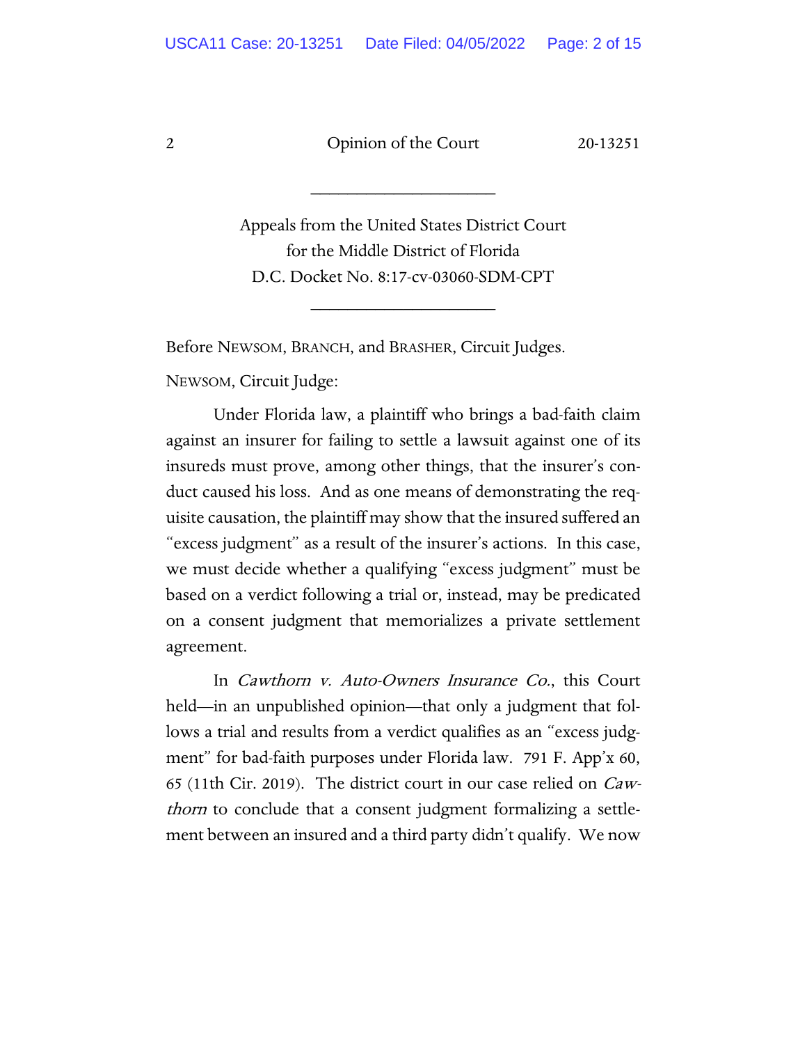---

Appeals from the United States District Court
for the Middle District of Florida
D.C. Docket No. 8:17-cv-03060-SDM-CPT

---

Before NEWSOM, BRANCH, and BRASHER, Circuit Judges.

NEWSOM, Circuit Judge:

Under Florida law, a plaintiff who brings a bad-faith claim against an insurer for failing to settle a lawsuit against one of its insureds must prove, among other things, that the insurer's conduct caused his loss. And as one means of demonstrating the requisite causation, the plaintiff may show that the insured suffered an "excess judgment" as a result of the insurer's actions. In this case, we must decide whether a qualifying "excess judgment" must be based on a verdict following a trial or, instead, may be predicated on a consent judgment that memorializes a private settlement agreement.

In *Cawthorn v. Auto-Owners Insurance Co.*, this Court held—in an unpublished opinion—that only a judgment that follows a trial and results from a verdict qualifies as an "excess judgment" for bad-faith purposes under Florida law. 791 F. App'x 60, 65 (11th Cir. 2019). The district court in our case relied on *Cawthorn* to conclude that a consent judgment formalizing a settlement between an insured and a third party didn't qualify. We now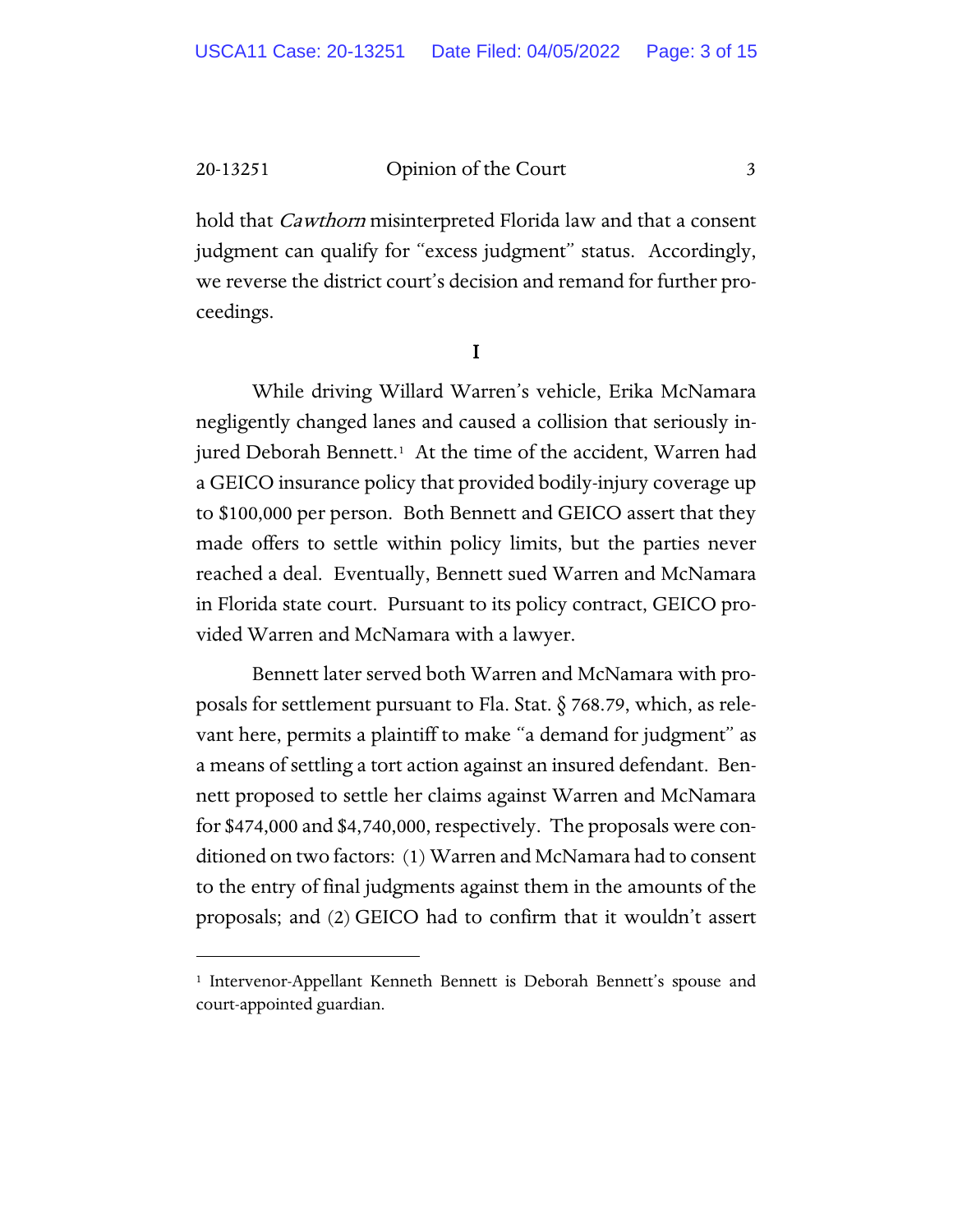hold that *Cawthorn* misinterpreted Florida law and that a consent judgment can qualify for "excess judgment" status. Accordingly, we reverse the district court's decision and remand for further proceedings.

## I

While driving Willard Warren's vehicle, Erika McNamara negligently changed lanes and caused a collision that seriously injured Deborah Bennett.[1] At the time of the accident, Warren had a GEICO insurance policy that provided bodily-injury coverage up to $100,000 per person. Both Bennett and GEICO assert that they made offers to settle within policy limits, but the parties never reached a deal. Eventually, Bennett sued Warren and McNamara in Florida state court. Pursuant to its policy contract, GEICO provided Warren and McNamara with a lawyer.

Bennett later served both Warren and McNamara with proposals for settlement pursuant to Fla. Stat. § 768.79, which, as relevant here, permits a plaintiff to make "a demand for judgment" as a means of settling a tort action against an insured defendant. Bennett proposed to settle her claims against Warren and McNamara for $474,000 and $4,740,000, respectively. The proposals were conditioned on two factors: (1) Warren and McNamara had to consent to the entry of final judgments against them in the amounts of the proposals; and (2) GEICO had to confirm that it wouldn't assert

[1] Intervenor-Appellant Kenneth Bennett is Deborah Bennett's spouse and court-appointed guardian.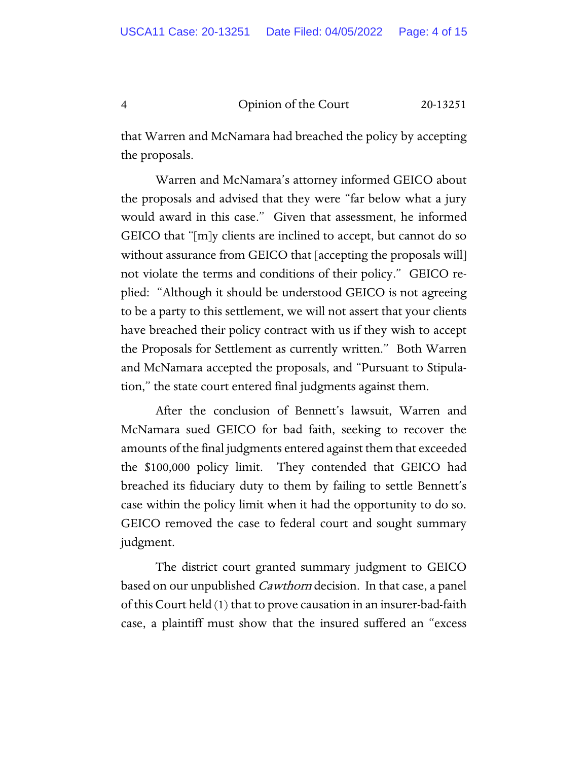that Warren and McNamara had breached the policy by accepting the proposals.

Warren and McNamara's attorney informed GEICO about the proposals and advised that they were "far below what a jury would award in this case." Given that assessment, he informed GEICO that "[m]y clients are inclined to accept, but cannot do so without assurance from GEICO that [accepting the proposals will] not violate the terms and conditions of their policy." GEICO replied: "Although it should be understood GEICO is not agreeing to be a party to this settlement, we will not assert that your clients have breached their policy contract with us if they wish to accept the Proposals for Settlement as currently written." Both Warren and McNamara accepted the proposals, and "Pursuant to Stipulation," the state court entered final judgments against them.

After the conclusion of Bennett's lawsuit, Warren and McNamara sued GEICO for bad faith, seeking to recover the amounts of the final judgments entered against them that exceeded the $100,000 policy limit. They contended that GEICO had breached its fiduciary duty to them by failing to settle Bennett's case within the policy limit when it had the opportunity to do so. GEICO removed the case to federal court and sought summary judgment.

The district court granted summary judgment to GEICO based on our unpublished *Cawthorn* decision. In that case, a panel of this Court held (1) that to prove causation in an insurer-bad-faith case, a plaintiff must show that the insured suffered an "excess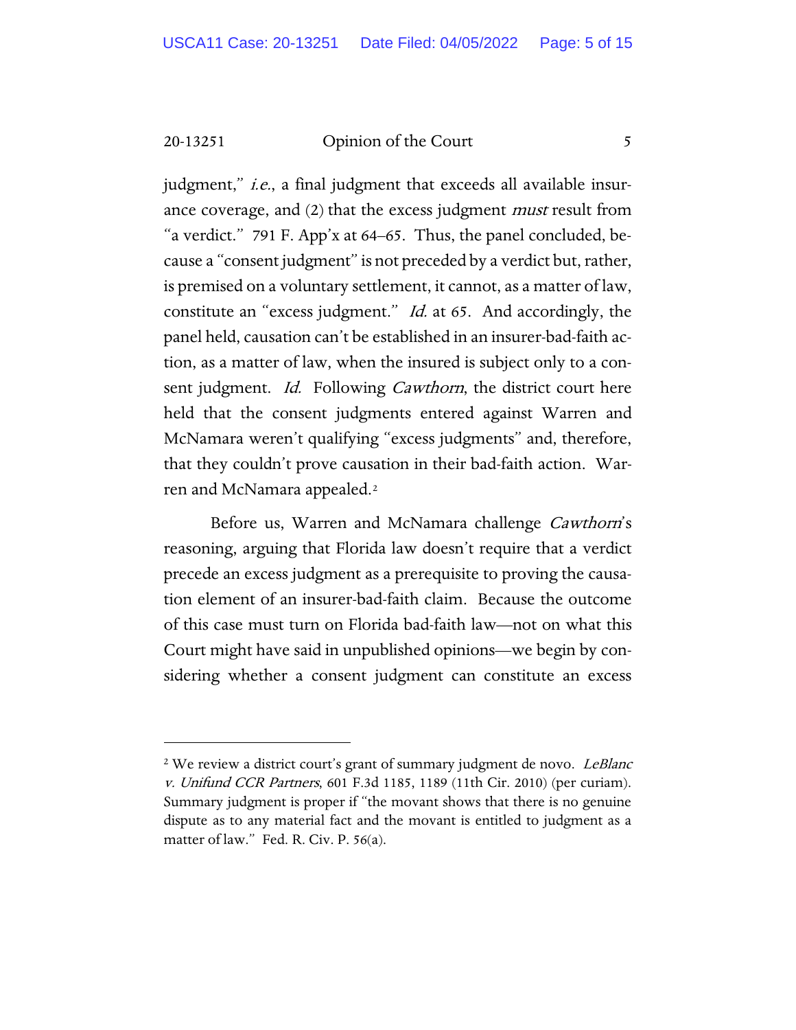judgment," *i.e.*, a final judgment that exceeds all available insurance coverage, and (2) that the excess judgment *must* result from "a verdict." 791 F. App'x at 64–65. Thus, the panel concluded, because a "consent judgment" is not preceded by a verdict but, rather, is premised on a voluntary settlement, it cannot, as a matter of law, constitute an "excess judgment." *Id.* at 65. And accordingly, the panel held, causation can't be established in an insurer-bad-faith action, as a matter of law, when the insured is subject only to a consent judgment. *Id.* Following *Cawthorn*, the district court here held that the consent judgments entered against Warren and McNamara weren't qualifying "excess judgments" and, therefore, that they couldn't prove causation in their bad-faith action. Warren and McNamara appealed.[2]

Before us, Warren and McNamara challenge *Cawthorn*'s reasoning, arguing that Florida law doesn't require that a verdict precede an excess judgment as a prerequisite to proving the causation element of an insurer-bad-faith claim. Because the outcome of this case must turn on Florida bad-faith law—not on what this Court might have said in unpublished opinions—we begin by considering whether a consent judgment can constitute an excess

---

[2] We review a district court's grant of summary judgment de novo. *LeBlanc v. Unifund CCR Partners*, 601 F.3d 1185, 1189 (11th Cir. 2010) (per curiam). Summary judgment is proper if "the movant shows that there is no genuine dispute as to any material fact and the movant is entitled to judgment as a matter of law." Fed. R. Civ. P. 56(a).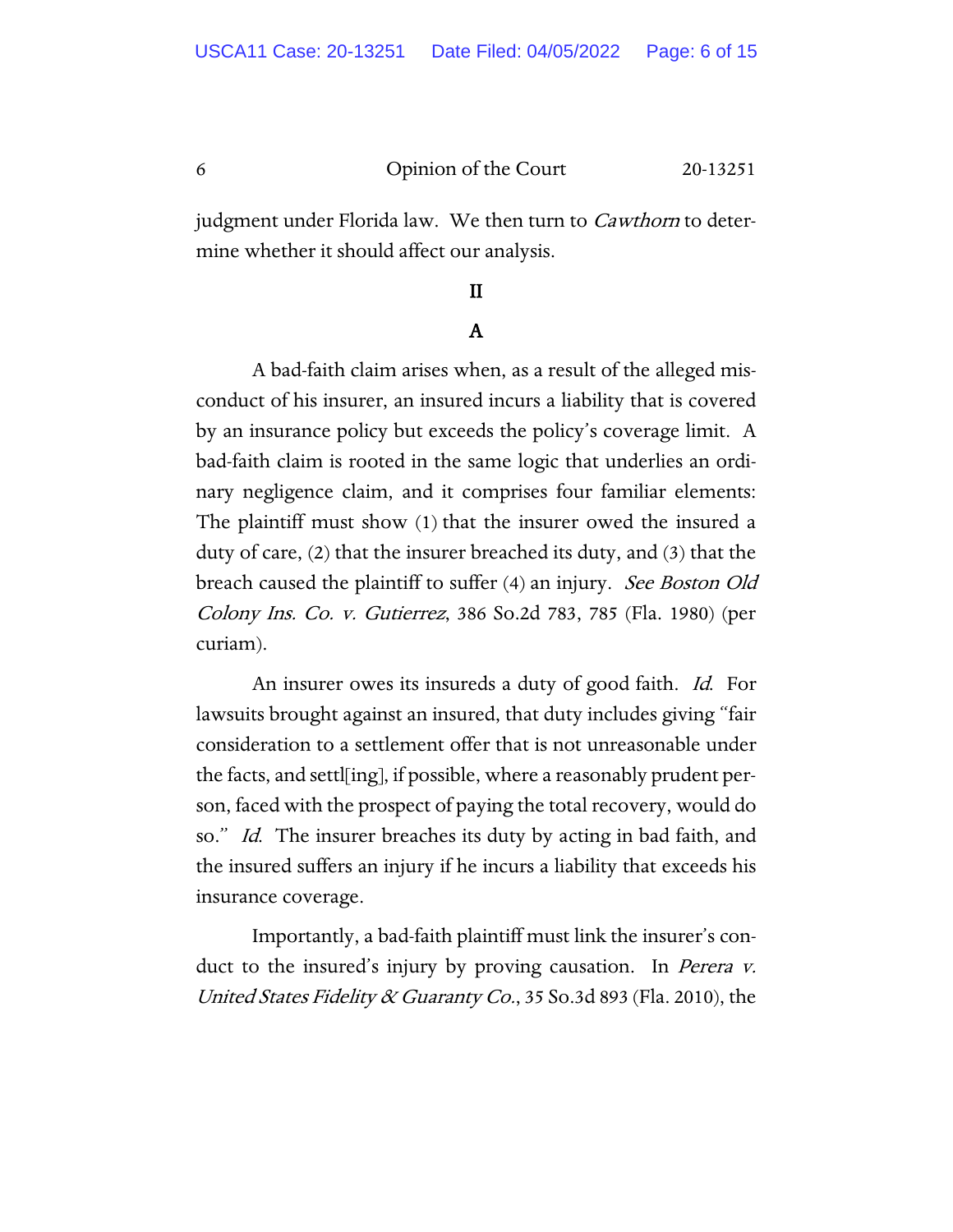judgment under Florida law. We then turn to *Cawthorn* to determine whether it should affect our analysis.

## II

### A

A bad-faith claim arises when, as a result of the alleged misconduct of his insurer, an insured incurs a liability that is covered by an insurance policy but exceeds the policy's coverage limit. A bad-faith claim is rooted in the same logic that underlies an ordinary negligence claim, and it comprises four familiar elements: The plaintiff must show (1) that the insurer owed the insured a duty of care, (2) that the insurer breached its duty, and (3) that the breach caused the plaintiff to suffer (4) an injury. *See Boston Old Colony Ins. Co. v. Gutierrez*, 386 So.2d 783, 785 (Fla. 1980) (per curiam).

An insurer owes its insureds a duty of good faith. *Id.* For lawsuits brought against an insured, that duty includes giving "fair consideration to a settlement offer that is not unreasonable under the facts, and settl[ing], if possible, where a reasonably prudent person, faced with the prospect of paying the total recovery, would do so." *Id.* The insurer breaches its duty by acting in bad faith, and the insured suffers an injury if he incurs a liability that exceeds his insurance coverage.

Importantly, a bad-faith plaintiff must link the insurer's conduct to the insured's injury by proving causation. In *Perera v. United States Fidelity & Guaranty Co.*, 35 So.3d 893 (Fla. 2010), the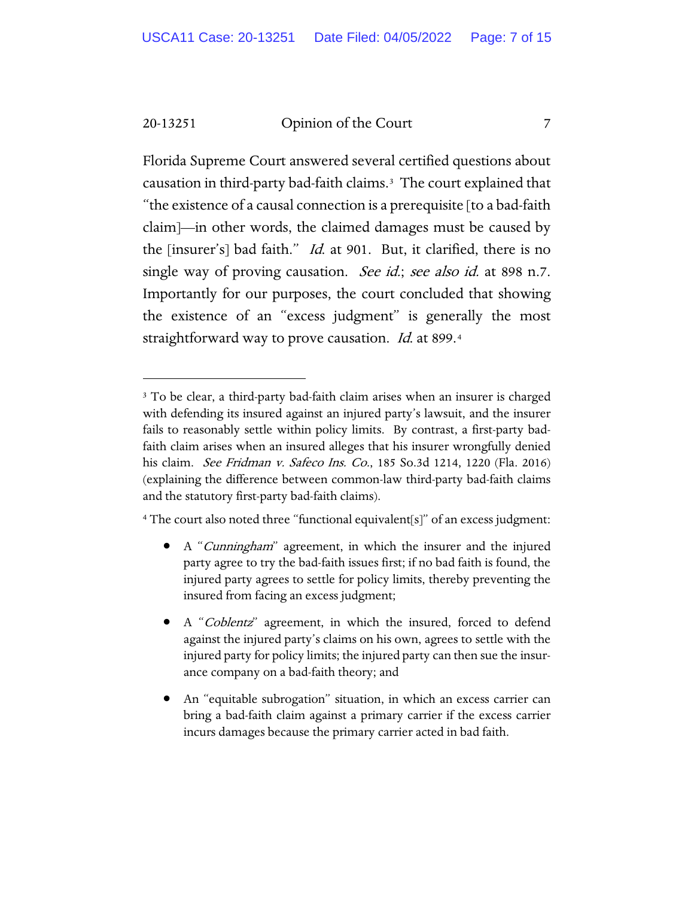Florida Supreme Court answered several certified questions about causation in third-party bad-faith claims.[3] The court explained that "the existence of a causal connection is a prerequisite [to a bad-faith claim]—in other words, the claimed damages must be caused by the [insurer's] bad faith." *Id.* at 901. But, it clarified, there is no single way of proving causation. *See id.*; *see also id.* at 898 n.7. Importantly for our purposes, the court concluded that showing the existence of an "excess judgment" is generally the most straightforward way to prove causation. *Id.* at 899.[4]

---

[3] To be clear, a third-party bad-faith claim arises when an insurer is charged with defending its insured against an injured party's lawsuit, and the insurer fails to reasonably settle within policy limits. By contrast, a first-party bad-faith claim arises when an insured alleges that his insurer wrongfully denied his claim. *See Fridman v. Safeco Ins. Co.*, 185 So.3d 1214, 1220 (Fla. 2016) (explaining the difference between common-law third-party bad-faith claims and the statutory first-party bad-faith claims).

[4] The court also noted three "functional equivalent[s]" of an excess judgment:

- A "*Cunningham*" agreement, in which the insurer and the injured party agree to try the bad-faith issues first; if no bad faith is found, the injured party agrees to settle for policy limits, thereby preventing the insured from facing an excess judgment;
- A "*Coblentz*" agreement, in which the insured, forced to defend against the injured party's claims on his own, agrees to settle with the injured party for policy limits; the injured party can then sue the insurance company on a bad-faith theory; and
- An "equitable subrogation" situation, in which an excess carrier can bring a bad-faith claim against a primary carrier if the excess carrier incurs damages because the primary carrier acted in bad faith.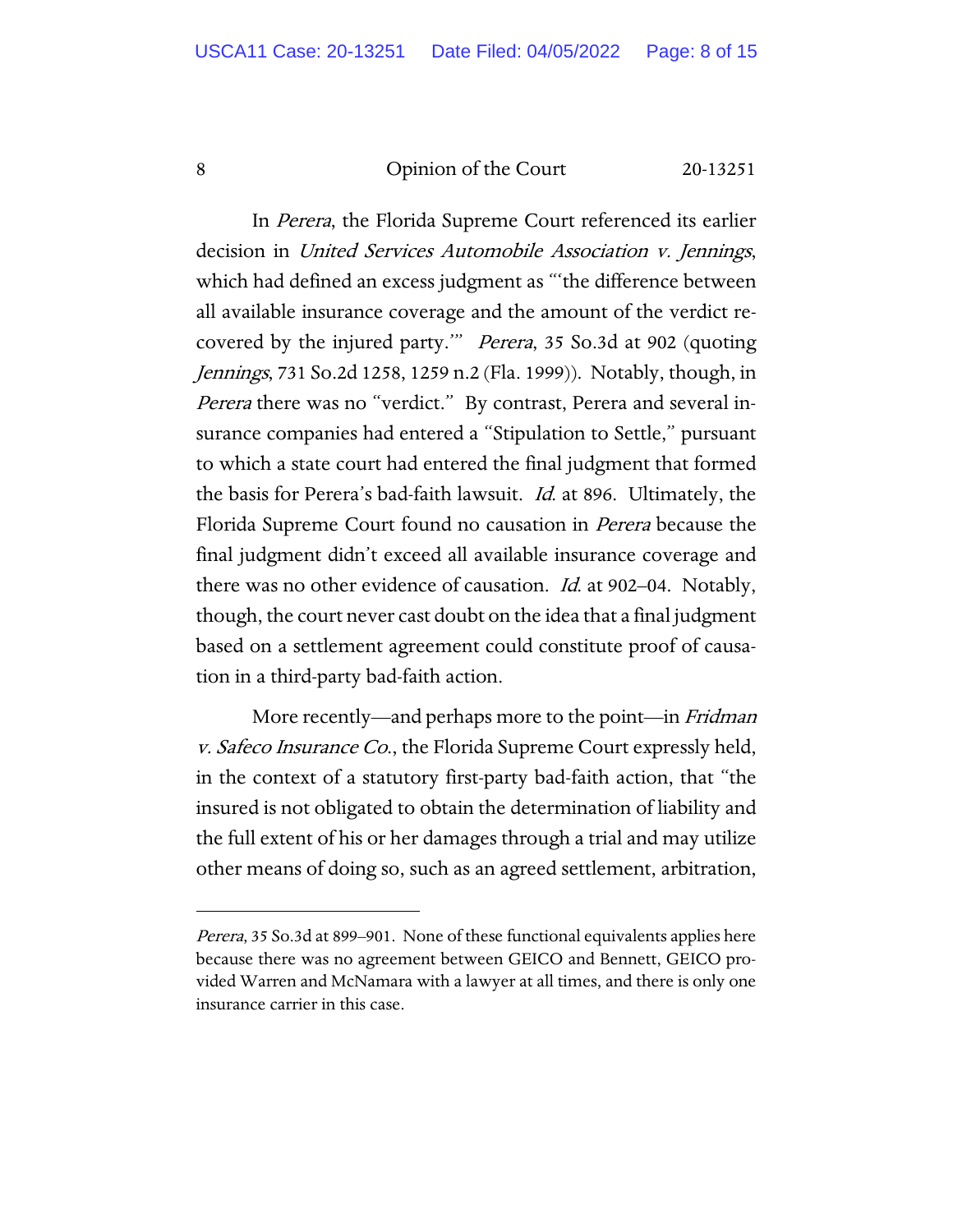In *Perera*, the Florida Supreme Court referenced its earlier decision in *United Services Automobile Association v. Jennings*, which had defined an excess judgment as "'the difference between all available insurance coverage and the amount of the verdict recovered by the injured party.'" *Perera*, 35 So.3d at 902 (quoting *Jennings*, 731 So.2d 1258, 1259 n.2 (Fla. 1999)). Notably, though, in *Perera* there was no "verdict." By contrast, Perera and several insurance companies had entered a "Stipulation to Settle," pursuant to which a state court had entered the final judgment that formed the basis for Perera's bad-faith lawsuit. *Id.* at 896. Ultimately, the Florida Supreme Court found no causation in *Perera* because the final judgment didn't exceed all available insurance coverage and there was no other evidence of causation. *Id.* at 902–04. Notably, though, the court never cast doubt on the idea that a final judgment based on a settlement agreement could constitute proof of causation in a third-party bad-faith action.

More recently—and perhaps more to the point—in *Fridman v. Safeco Insurance Co.*, the Florida Supreme Court expressly held, in the context of a statutory first-party bad-faith action, that "the insured is not obligated to obtain the determination of liability and the full extent of his or her damages through a trial and may utilize other means of doing so, such as an agreed settlement, arbitration,

---

*Perera*, 35 So.3d at 899–901. None of these functional equivalents applies here because there was no agreement between GEICO and Bennett, GEICO provided Warren and McNamara with a lawyer at all times, and there is only one insurance carrier in this case.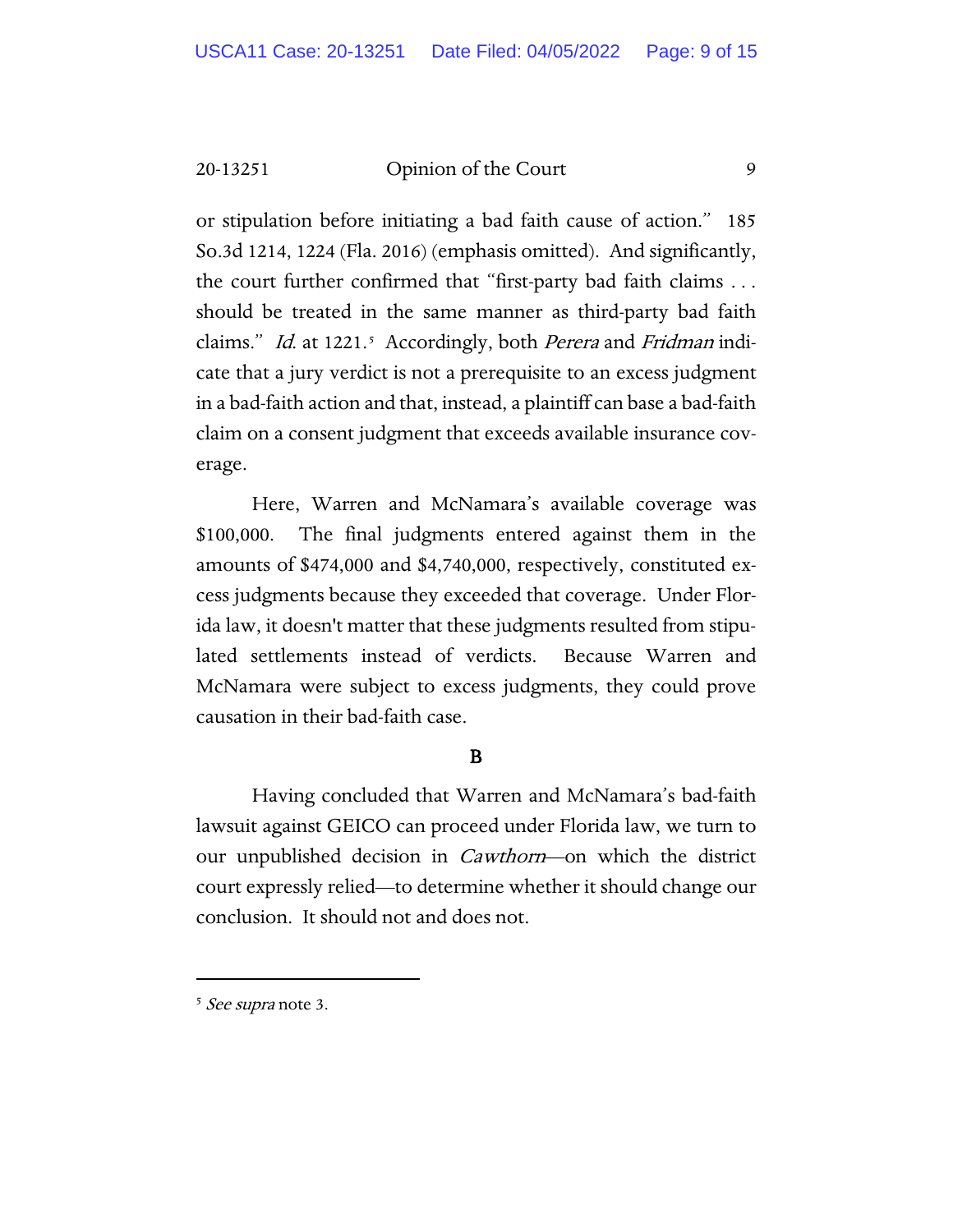or stipulation before initiating a bad faith cause of action." 185 So.3d 1214, 1224 (Fla. 2016) (emphasis omitted). And significantly, the court further confirmed that "first-party bad faith claims . . . should be treated in the same manner as third-party bad faith claims." *Id.* at 1221.[5] Accordingly, both *Perera* and *Fridman* indicate that a jury verdict is not a prerequisite to an excess judgment in a bad-faith action and that, instead, a plaintiff can base a bad-faith claim on a consent judgment that exceeds available insurance coverage.

Here, Warren and McNamara's available coverage was $100,000. The final judgments entered against them in the amounts of $474,000 and $4,740,000, respectively, constituted excess judgments because they exceeded that coverage. Under Florida law, it doesn't matter that these judgments resulted from stipulated settlements instead of verdicts. Because Warren and McNamara were subject to excess judgments, they could prove causation in their bad-faith case.

**B**

Having concluded that Warren and McNamara's bad-faith lawsuit against GEICO can proceed under Florida law, we turn to our unpublished decision in *Cawthorn*—on which the district court expressly relied—to determine whether it should change our conclusion. It should not and does not.

---

[5] *See supra* note 3.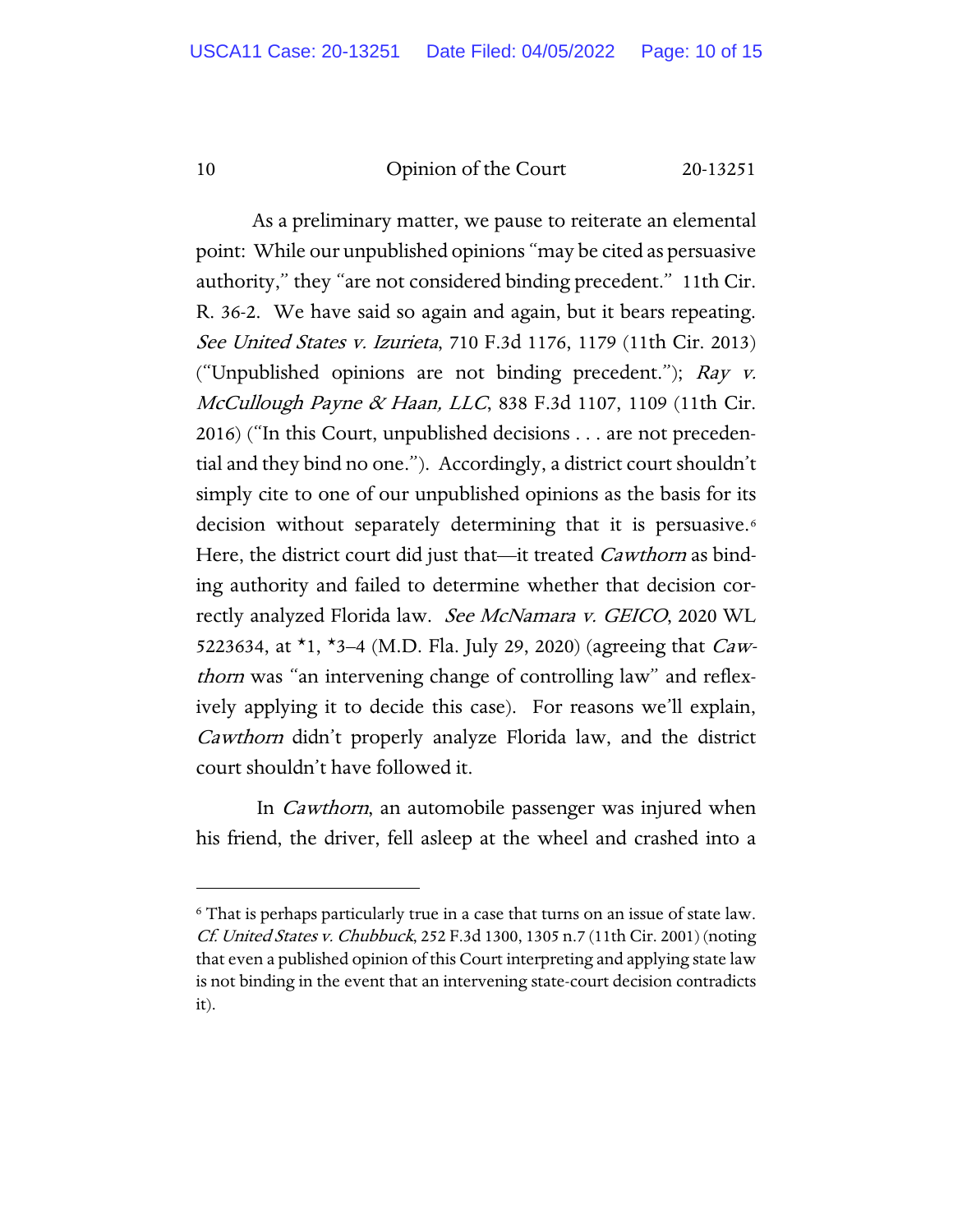As a preliminary matter, we pause to reiterate an elemental point: While our unpublished opinions "may be cited as persuasive authority," they "are not considered binding precedent." 11th Cir. R. 36-2. We have said so again and again, but it bears repeating. *See United States v. Izurieta*, 710 F.3d 1176, 1179 (11th Cir. 2013) ("Unpublished opinions are not binding precedent."); *Ray v. McCullough Payne & Haan, LLC*, 838 F.3d 1107, 1109 (11th Cir. 2016) ("In this Court, unpublished decisions . . . are not precedential and they bind no one."). Accordingly, a district court shouldn't simply cite to one of our unpublished opinions as the basis for its decision without separately determining that it is persuasive.[6] Here, the district court did just that—it treated *Cawthorn* as binding authority and failed to determine whether that decision correctly analyzed Florida law. *See McNamara v. GEICO*, 2020 WL 5223634, at *1, *3–4 (M.D. Fla. July 29, 2020) (agreeing that *Cawthorn* was "an intervening change of controlling law" and reflexively applying it to decide this case). For reasons we'll explain, *Cawthorn* didn't properly analyze Florida law, and the district court shouldn't have followed it.

In *Cawthorn*, an automobile passenger was injured when his friend, the driver, fell asleep at the wheel and crashed into a

---

[6] That is perhaps particularly true in a case that turns on an issue of state law. *Cf. United States v. Chubbuck*, 252 F.3d 1300, 1305 n.7 (11th Cir. 2001) (noting that even a published opinion of this Court interpreting and applying state law is not binding in the event that an intervening state-court decision contradicts it).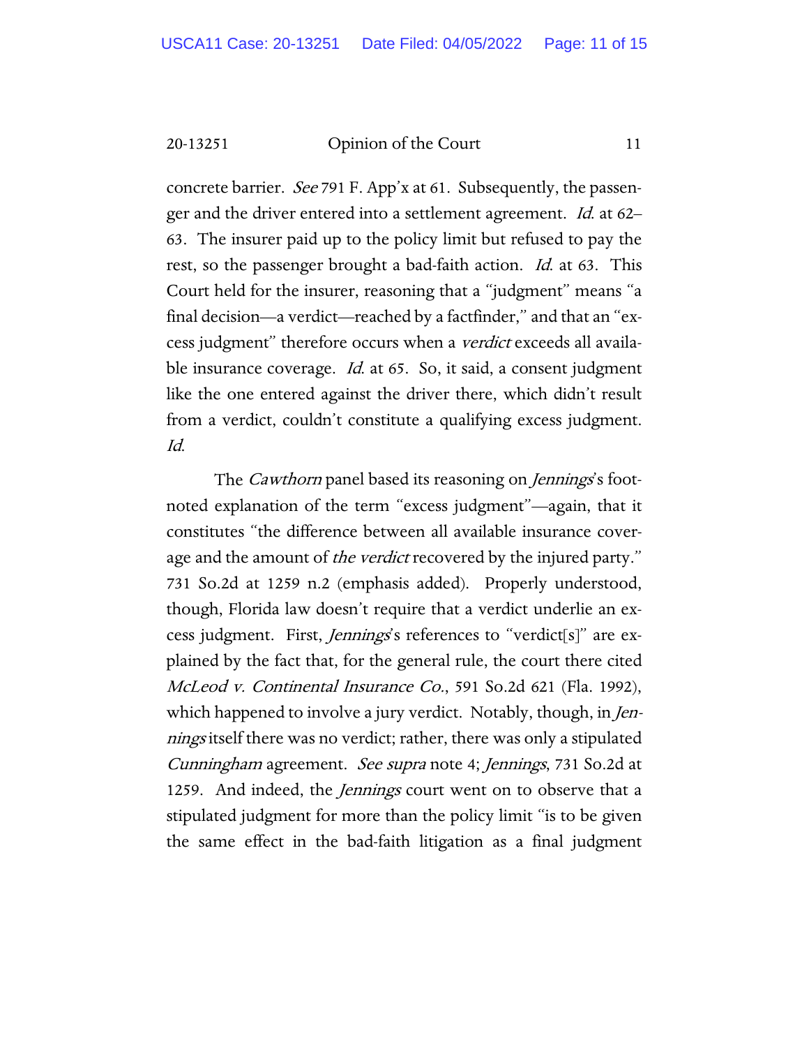concrete barrier. *See* 791 F. App'x at 61. Subsequently, the passenger and the driver entered into a settlement agreement. *Id.* at 62–63. The insurer paid up to the policy limit but refused to pay the rest, so the passenger brought a bad-faith action. *Id.* at 63. This Court held for the insurer, reasoning that a "judgment" means "a final decision—a verdict—reached by a factfinder," and that an "excess judgment" therefore occurs when a *verdict* exceeds all available insurance coverage. *Id.* at 65. So, it said, a consent judgment like the one entered against the driver there, which didn't result from a verdict, couldn't constitute a qualifying excess judgment. *Id.*

The *Cawthorn* panel based its reasoning on *Jennings*'s footnoted explanation of the term "excess judgment"—again, that it constitutes "the difference between all available insurance coverage and the amount of *the verdict* recovered by the injured party." 731 So.2d at 1259 n.2 (emphasis added). Properly understood, though, Florida law doesn't require that a verdict underlie an excess judgment. First, *Jennings*'s references to "verdict[s]" are explained by the fact that, for the general rule, the court there cited *McLeod v. Continental Insurance Co.*, 591 So.2d 621 (Fla. 1992), which happened to involve a jury verdict. Notably, though, in *Jennings* itself there was no verdict; rather, there was only a stipulated *Cunningham* agreement. *See supra* note 4; *Jennings*, 731 So.2d at 1259. And indeed, the *Jennings* court went on to observe that a stipulated judgment for more than the policy limit "is to be given the same effect in the bad-faith litigation as a final judgment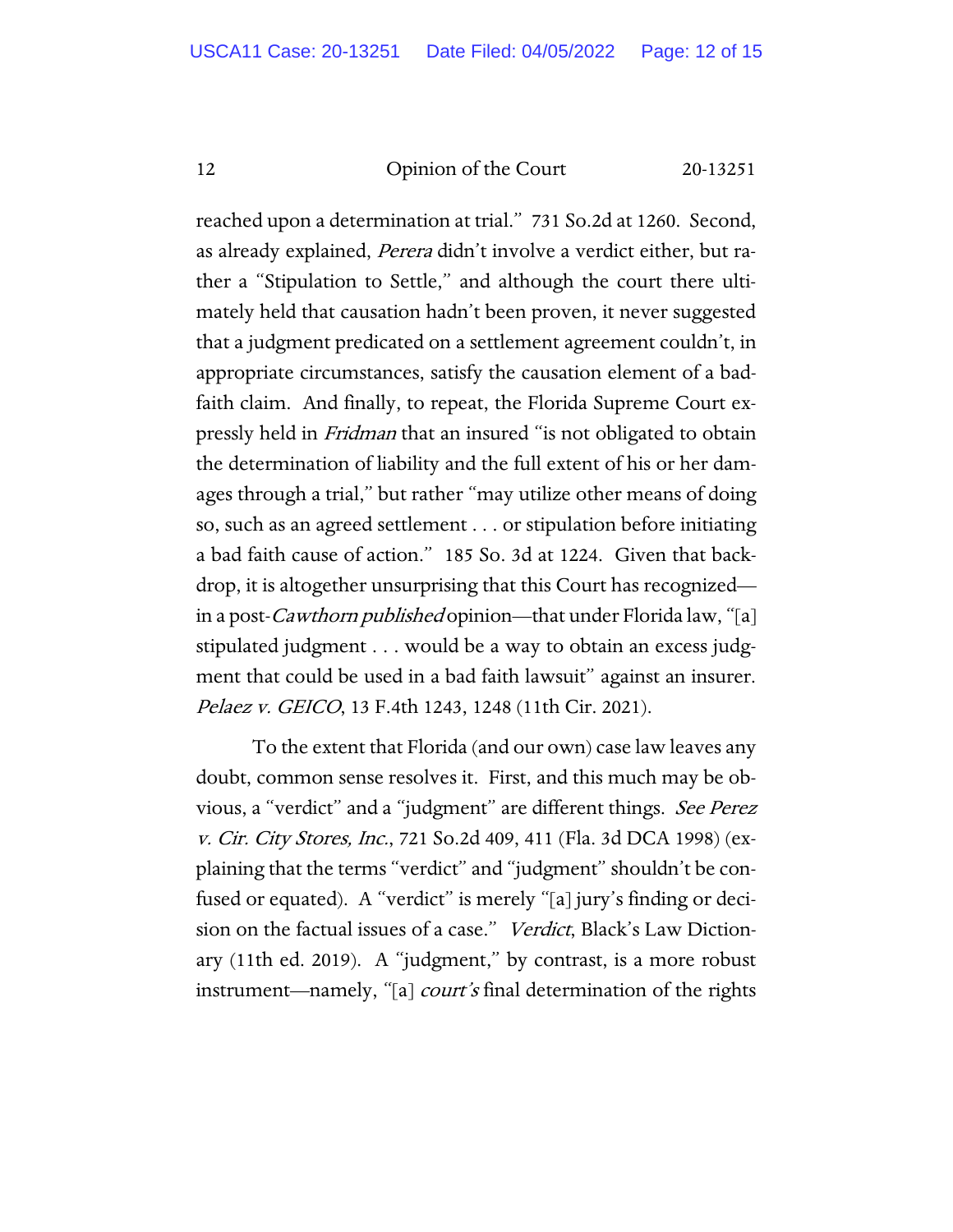reached upon a determination at trial." 731 So.2d at 1260. Second, as already explained, *Perera* didn't involve a verdict either, but rather a "Stipulation to Settle," and although the court there ultimately held that causation hadn't been proven, it never suggested that a judgment predicated on a settlement agreement couldn't, in appropriate circumstances, satisfy the causation element of a bad-faith claim. And finally, to repeat, the Florida Supreme Court expressly held in *Fridman* that an insured "is not obligated to obtain the determination of liability and the full extent of his or her damages through a trial," but rather "may utilize other means of doing so, such as an agreed settlement . . . or stipulation before initiating a bad faith cause of action." 185 So. 3d at 1224. Given that backdrop, it is altogether unsurprising that this Court has recognized—in a post-*Cawthorn published* opinion—that under Florida law, "[a] stipulated judgment . . . would be a way to obtain an excess judgment that could be used in a bad faith lawsuit" against an insurer. *Pelaez v. GEICO*, 13 F.4th 1243, 1248 (11th Cir. 2021).

To the extent that Florida (and our own) case law leaves any doubt, common sense resolves it. First, and this much may be obvious, a "verdict" and a "judgment" are different things. *See Perez v. Cir. City Stores, Inc.*, 721 So.2d 409, 411 (Fla. 3d DCA 1998) (explaining that the terms "verdict" and "judgment" shouldn't be confused or equated). A "verdict" is merely "[a] jury's finding or decision on the factual issues of a case." *Verdict*, Black's Law Dictionary (11th ed. 2019). A "judgment," by contrast, is a more robust instrument—namely, "[a] *court's* final determination of the rights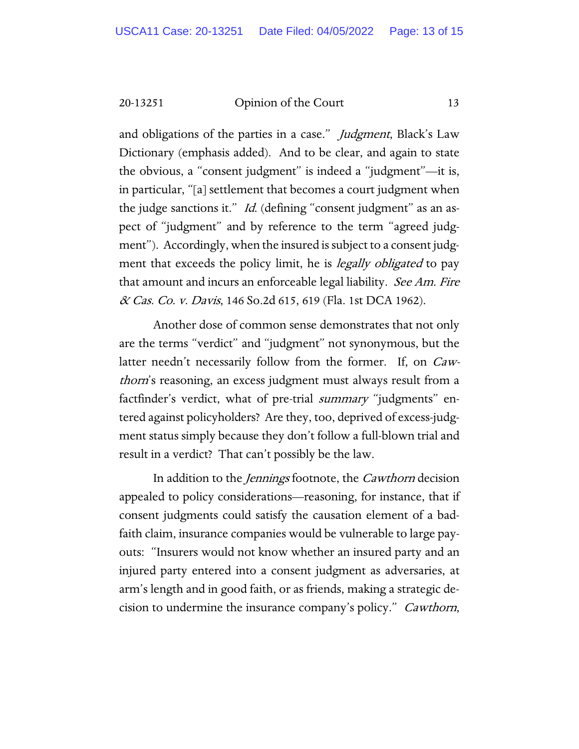and obligations of the parties in a case." *Judgment*, Black's Law Dictionary (emphasis added). And to be clear, and again to state the obvious, a "consent judgment" is indeed a "judgment"—it is, in particular, "[a] settlement that becomes a court judgment when the judge sanctions it." *Id.* (defining "consent judgment" as an aspect of "judgment" and by reference to the term "agreed judgment"). Accordingly, when the insured is subject to a consent judgment that exceeds the policy limit, he is *legally obligated* to pay that amount and incurs an enforceable legal liability. *See Am. Fire & Cas. Co. v. Davis*, 146 So.2d 615, 619 (Fla. 1st DCA 1962).

Another dose of common sense demonstrates that not only are the terms "verdict" and "judgment" not synonymous, but the latter needn't necessarily follow from the former. If, on *Cawthorn*'s reasoning, an excess judgment must always result from a factfinder's verdict, what of pre-trial *summary* "judgments" entered against policyholders? Are they, too, deprived of excess-judgment status simply because they don't follow a full-blown trial and result in a verdict? That can't possibly be the law.

In addition to the *Jennings* footnote, the *Cawthorn* decision appealed to policy considerations—reasoning, for instance, that if consent judgments could satisfy the causation element of a bad-faith claim, insurance companies would be vulnerable to large payouts: "Insurers would not know whether an insured party and an injured party entered into a consent judgment as adversaries, at arm's length and in good faith, or as friends, making a strategic decision to undermine the insurance company's policy." *Cawthorn*,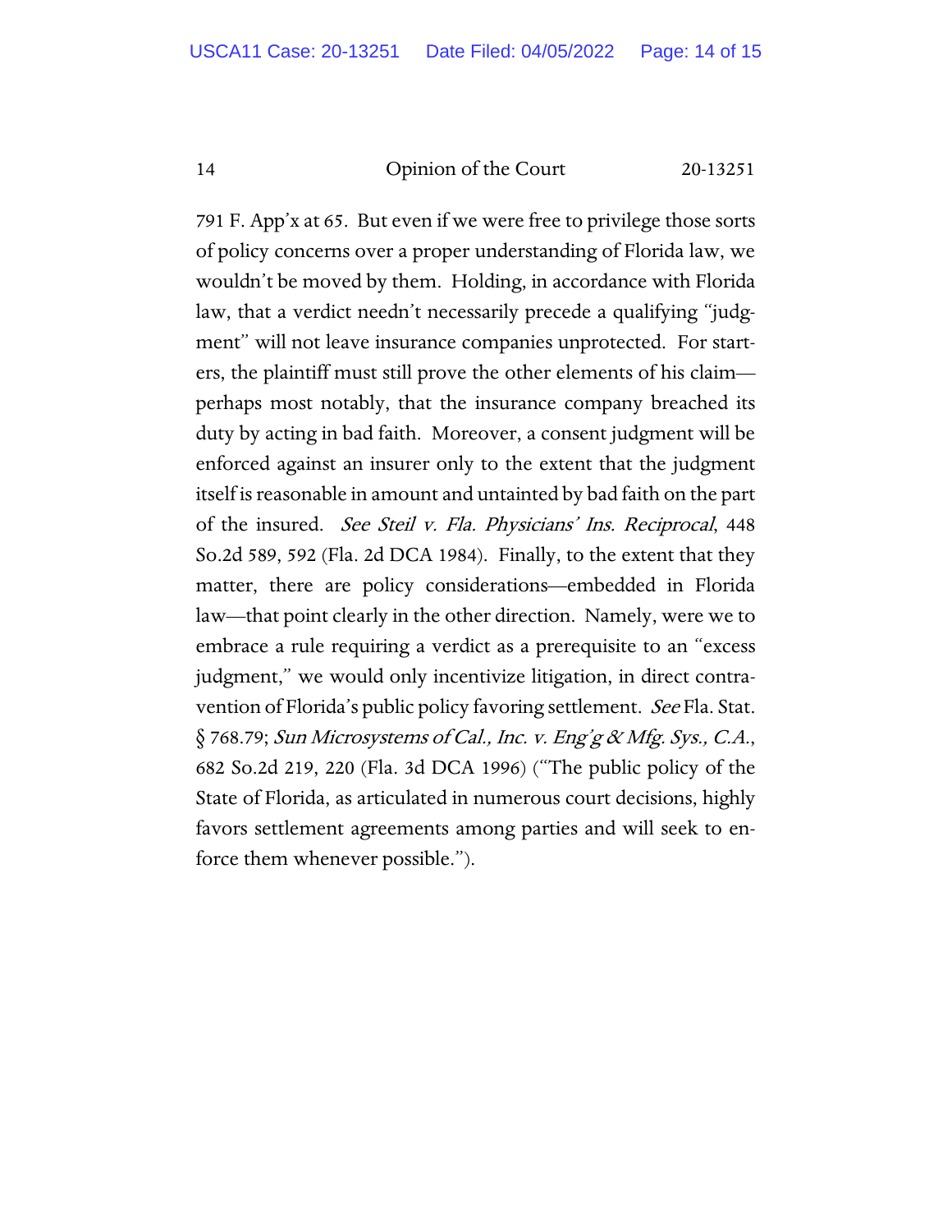791 F. App'x at 65. But even if we were free to privilege those sorts of policy concerns over a proper understanding of Florida law, we wouldn't be moved by them. Holding, in accordance with Florida law, that a verdict needn't necessarily precede a qualifying "judgment" will not leave insurance companies unprotected. For starters, the plaintiff must still prove the other elements of his claim—perhaps most notably, that the insurance company breached its duty by acting in bad faith. Moreover, a consent judgment will be enforced against an insurer only to the extent that the judgment itself is reasonable in amount and untainted by bad faith on the part of the insured. *See Steil v. Fla. Physicians' Ins. Reciprocal*, 448 So.2d 589, 592 (Fla. 2d DCA 1984). Finally, to the extent that they matter, there are policy considerations—embedded in Florida law—that point clearly in the other direction. Namely, were we to embrace a rule requiring a verdict as a prerequisite to an "excess judgment," we would only incentivize litigation, in direct contravention of Florida's public policy favoring settlement. *See* Fla. Stat. § 768.79; *Sun Microsystems of Cal., Inc. v. Eng'g & Mfg. Sys., C.A.*, 682 So.2d 219, 220 (Fla. 3d DCA 1996) ("The public policy of the State of Florida, as articulated in numerous court decisions, highly favors settlement agreements among parties and will seek to enforce them whenever possible.").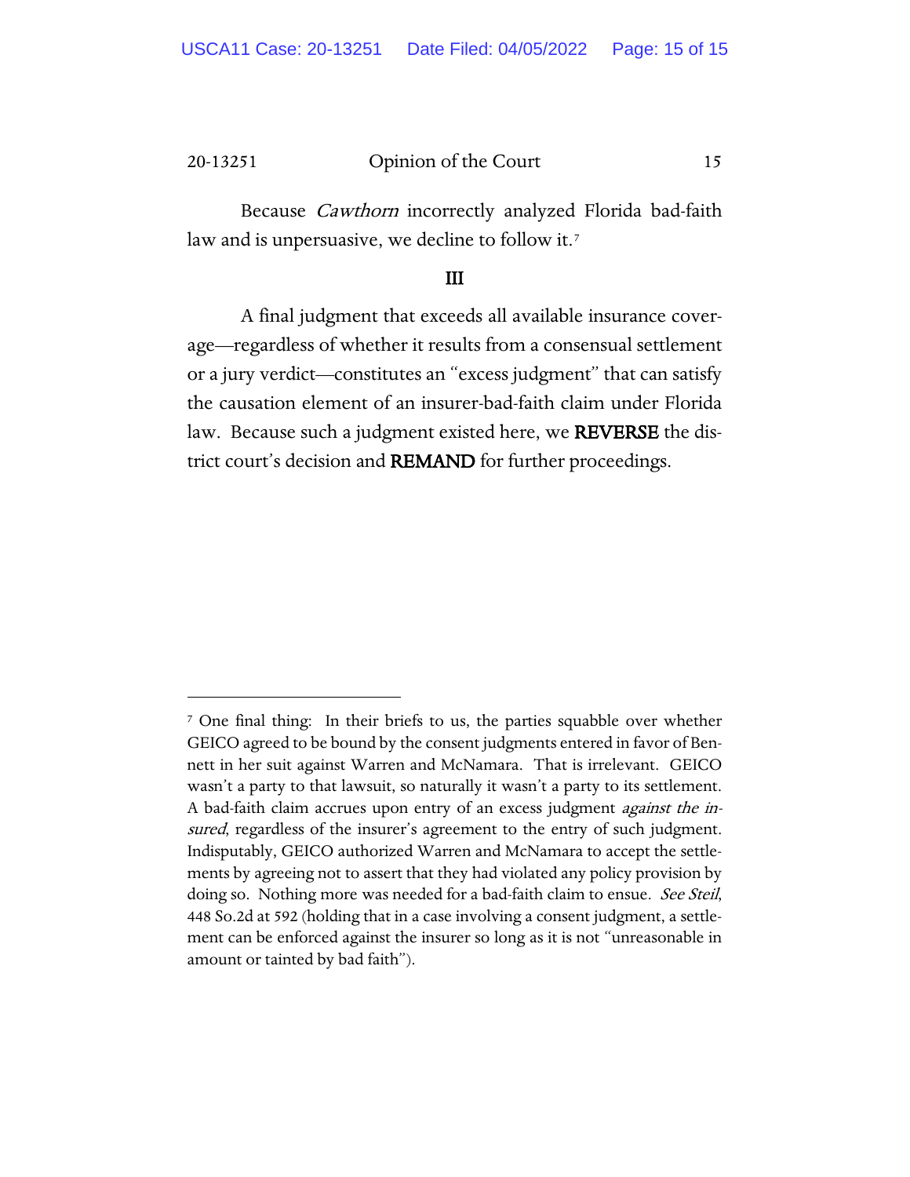Because *Cawthorn* incorrectly analyzed Florida bad-faith law and is unpersuasive, we decline to follow it.[7]

## III

A final judgment that exceeds all available insurance coverage—regardless of whether it results from a consensual settlement or a jury verdict—constitutes an "excess judgment" that can satisfy the causation element of an insurer-bad-faith claim under Florida law. Because such a judgment existed here, we **REVERSE** the district court's decision and **REMAND** for further proceedings.

---

[7] One final thing: In their briefs to us, the parties squabble over whether GEICO agreed to be bound by the consent judgments entered in favor of Bennett in her suit against Warren and McNamara. That is irrelevant. GEICO wasn't a party to that lawsuit, so naturally it wasn't a party to its settlement. A bad-faith claim accrues upon entry of an excess judgment *against the insured*, regardless of the insurer's agreement to the entry of such judgment. Indisputably, GEICO authorized Warren and McNamara to accept the settlements by agreeing not to assert that they had violated any policy provision by doing so. Nothing more was needed for a bad-faith claim to ensue. *See Steil*, 448 So.2d at 592 (holding that in a case involving a consent judgment, a settlement can be enforced against the insurer so long as it is not "unreasonable in amount or tainted by bad faith").